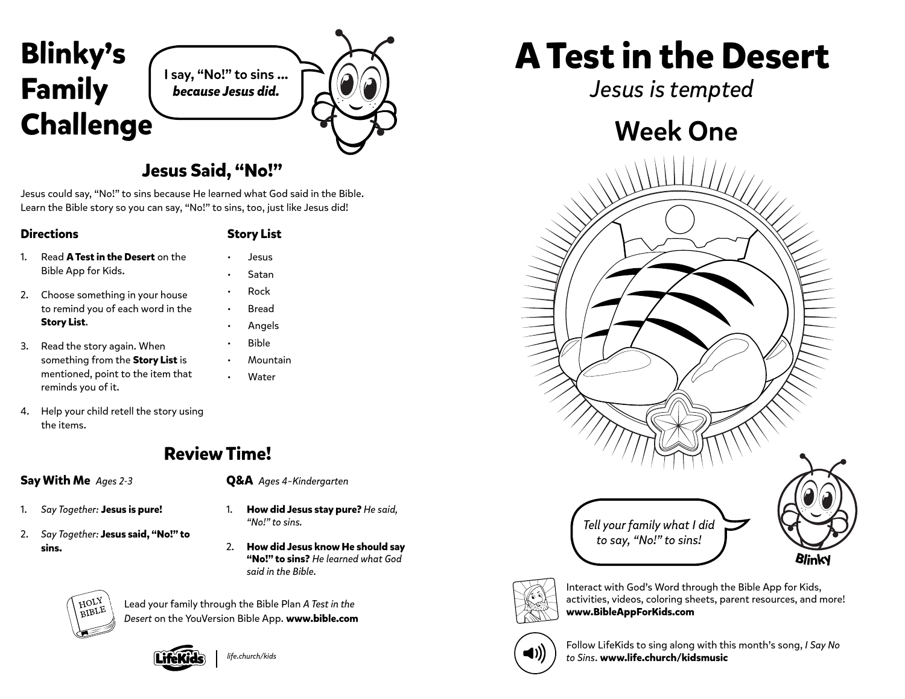# Blinky's Family Challenge

I say, "No!" to sins ... ***because Jesus did.***

## Jesus Said, "No!"

Jesus could say, "No!" to sins because He learned what God said in the Bible. Learn the Bible story so you can say, "No!" to sins, too, just like Jesus did!

### Directions

1. Read **A Test in the Desert** on the Bible App for Kids.
2. Choose something in your house to remind you of each word in the **Story List**.
3. Read the story again. When something from the **Story List** is mentioned, point to the item that reminds you of it.
4. Help your child retell the story using the items.

### Story List

- Jesus
- Satan
- Rock
- Bread
- Angels
- Bible
- Mountain
- Water

## Review Time!

### Say With Me *Ages 2-3*

1. *Say Together:* **Jesus is pure!**
2. *Say Together:* **Jesus said, "No!" to sins.**

### Q&A *Ages 4–Kindergarten*

1. **How did Jesus stay pure?** *He said, "No!" to sins.*
2. **How did Jesus know He should say "No!" to sins?** *He learned what God said in the Bible.*

Lead your family through the Bible Plan *A Test in the Desert* on the YouVersion Bible App. **www.bible.com**

LifeKids | *life.church/kids*

# A Test in the Desert

*Jesus is tempted*

## Week One

*Tell your family what I did to say, "No!" to sins!*

Blinky

Interact with God's Word through the Bible App for Kids, activities, videos, coloring sheets, parent resources, and more! **www.BibleAppForKids.com**

Follow LifeKids to sing along with this month's song, *I Say No to Sins*. **www.life.church/kidsmusic**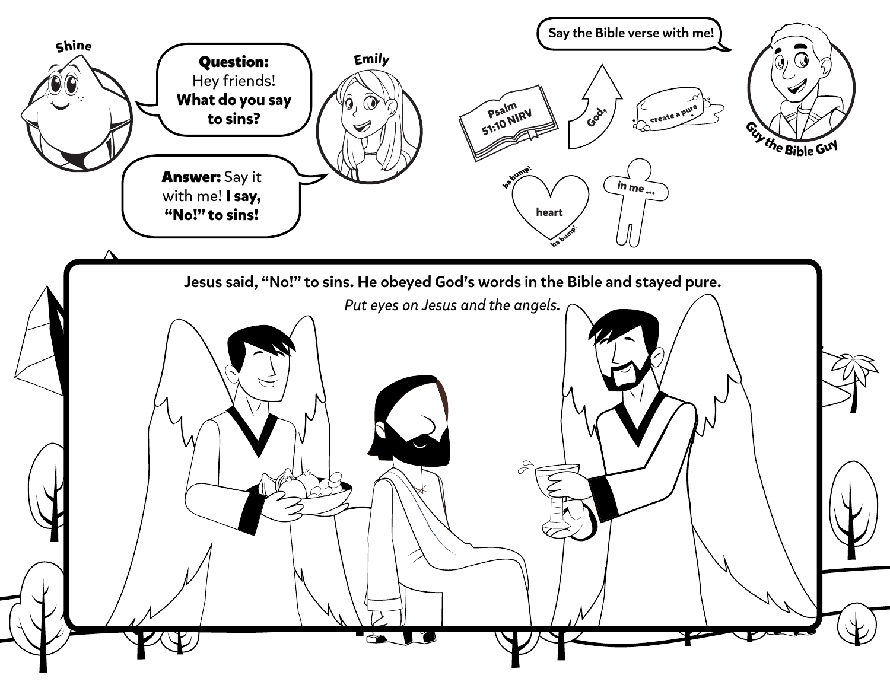Shine

**Question:**
Hey friends!
**What do you say to sins?**

Emily

**Answer:** Say it with me! **I say, "No!" to sins!**

Say the Bible verse with me!

Guy the Bible Guy

Psalm 51:10 NIRV

God,

create a pure

heart

ba bump!

ba bump!

in me ...

**Jesus said, "No!" to sins. He obeyed God's words in the Bible and stayed pure.**

*Put eyes on Jesus and the angels.*